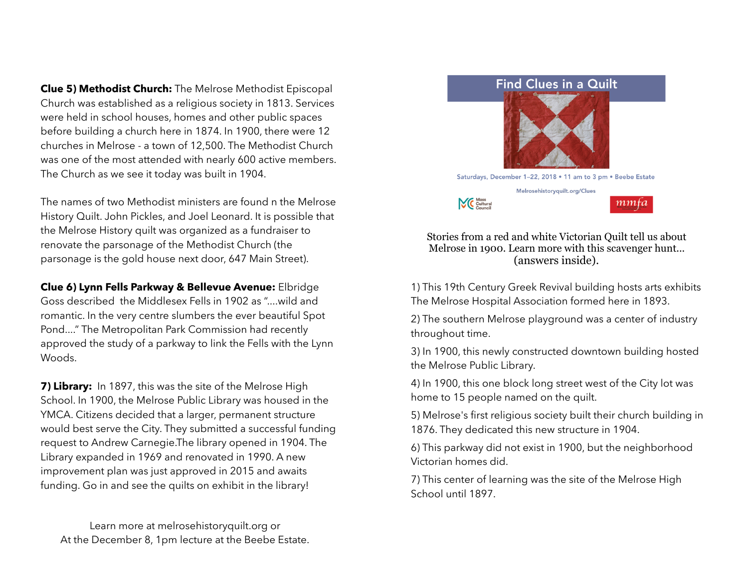**Clue 5) Methodist Church:** The Melrose Methodist Episcopal Church was established as a religious society in 1813. Services were held in school houses, homes and other public spaces before building a church here in 1874. In 1900, there were 12 churches in Melrose - a town of 12,500. The Methodist Church was one of the most attended with nearly 600 active members. The Church as we see it today was built in 1904.

The names of two Methodist ministers are found n the Melrose History Quilt. John Pickles, and Joel Leonard. It is possible that the Melrose History quilt was organized as a fundraiser to renovate the parsonage of the Methodist Church (the parsonage is the gold house next door, 647 Main Street).

**Clue 6) Lynn Fells Parkway & Bellevue Avenue:** Elbridge Goss described the Middlesex Fells in 1902 as "....wild and romantic. In the very centre slumbers the ever beautiful Spot Pond...." The Metropolitan Park Commission had recently approved the study of a parkway to link the Fells with the Lynn Woods.

**7) Library:** In 1897, this was the site of the Melrose High School. In 1900, the Melrose Public Library was housed in the YMCA. Citizens decided that a larger, permanent structure would best serve the City. They submitted a successful funding request to Andrew Carnegie.The library opened in 1904. The Library expanded in 1969 and renovated in 1990. A new improvement plan was just approved in 2015 and awaits funding. Go in and see the quilts on exhibit in the library!

Learn more at melrosehistoryquilt.org or
At the December 8, 1pm lecture at the Beebe Estate.

# Find Clues in a Quilt

Saturdays, December 1–22, 2018 • 11 am to 3 pm • Beebe Estate

Melrosehistoryquilt.org/Clues

Mass Cultural Council

mmfa

Stories from a red and white Victorian Quilt tell us about Melrose in 1900. Learn more with this scavenger hunt... (answers inside).

1) This 19th Century Greek Revival building hosts arts exhibits The Melrose Hospital Association formed here in 1893.

2) The southern Melrose playground was a center of industry throughout time.

3) In 1900, this newly constructed downtown building hosted the Melrose Public Library.

4) In 1900, this one block long street west of the City lot was home to 15 people named on the quilt.

5) Melrose's first religious society built their church building in 1876. They dedicated this new structure in 1904.

6) This parkway did not exist in 1900, but the neighborhood Victorian homes did.

7) This center of learning was the site of the Melrose High School until 1897.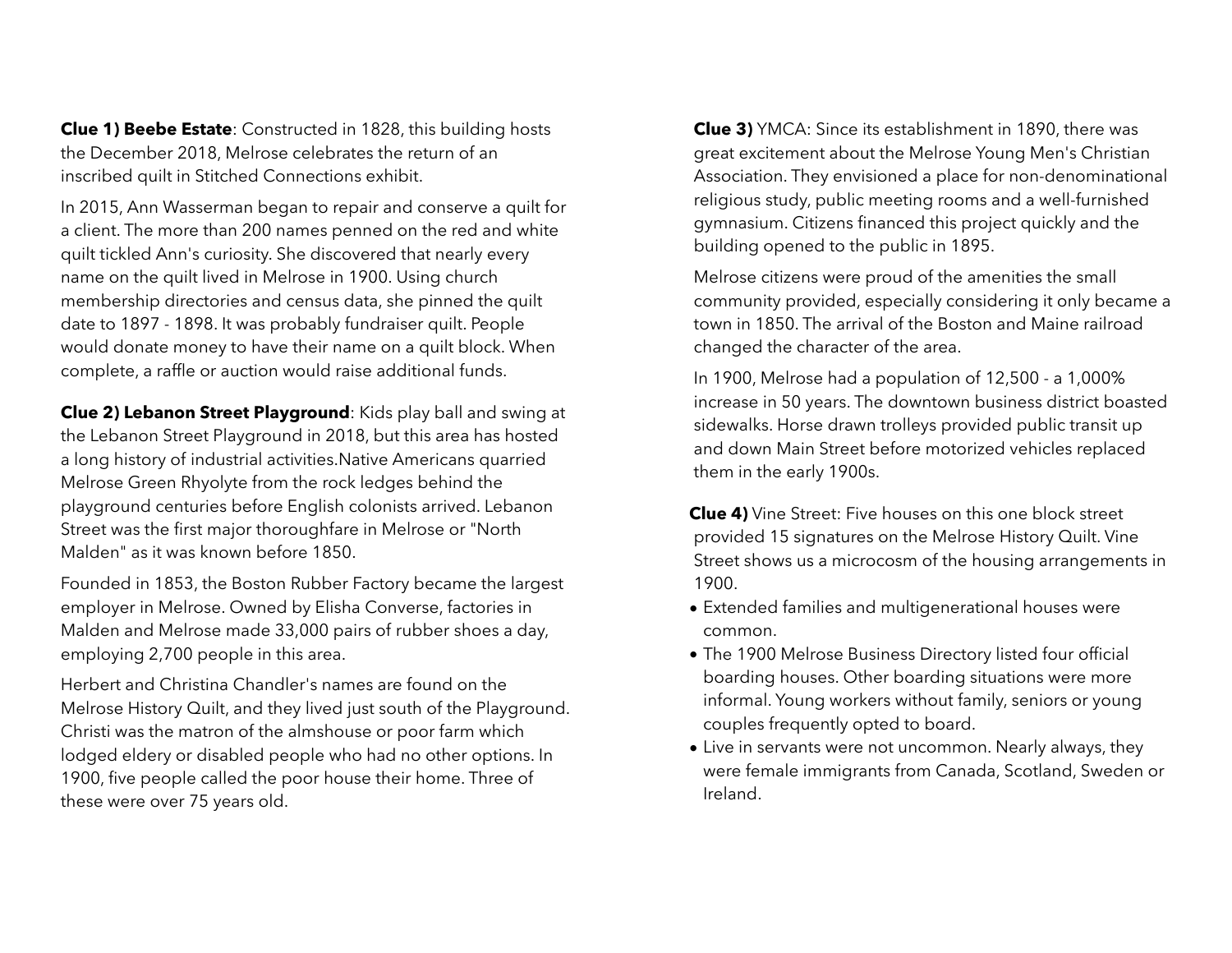**Clue 1) Beebe Estate**: Constructed in 1828, this building hosts the December 2018, Melrose celebrates the return of an inscribed quilt in Stitched Connections exhibit.

In 2015, Ann Wasserman began to repair and conserve a quilt for a client. The more than 200 names penned on the red and white quilt tickled Ann's curiosity. She discovered that nearly every name on the quilt lived in Melrose in 1900. Using church membership directories and census data, she pinned the quilt date to 1897 - 1898. It was probably fundraiser quilt. People would donate money to have their name on a quilt block. When complete, a raffle or auction would raise additional funds.

**Clue 2) Lebanon Street Playground**: Kids play ball and swing at the Lebanon Street Playground in 2018, but this area has hosted a long history of industrial activities.Native Americans quarried Melrose Green Rhyolyte from the rock ledges behind the playground centuries before English colonists arrived. Lebanon Street was the first major thoroughfare in Melrose or "North Malden" as it was known before 1850.

Founded in 1853, the Boston Rubber Factory became the largest employer in Melrose. Owned by Elisha Converse, factories in Malden and Melrose made 33,000 pairs of rubber shoes a day, employing 2,700 people in this area.

Herbert and Christina Chandler's names are found on the Melrose History Quilt, and they lived just south of the Playground. Christi was the matron of the almshouse or poor farm which lodged eldery or disabled people who had no other options. In 1900, five people called the poor house their home. Three of these were over 75 years old.

**Clue 3)** YMCA: Since its establishment in 1890, there was great excitement about the Melrose Young Men's Christian Association. They envisioned a place for non-denominational religious study, public meeting rooms and a well-furnished gymnasium. Citizens financed this project quickly and the building opened to the public in 1895.

Melrose citizens were proud of the amenities the small community provided, especially considering it only became a town in 1850. The arrival of the Boston and Maine railroad changed the character of the area.

In 1900, Melrose had a population of 12,500 - a 1,000% increase in 50 years. The downtown business district boasted sidewalks. Horse drawn trolleys provided public transit up and down Main Street before motorized vehicles replaced them in the early 1900s.

**Clue 4)** Vine Street: Five houses on this one block street provided 15 signatures on the Melrose History Quilt. Vine Street shows us a microcosm of the housing arrangements in 1900.

- Extended families and multigenerational houses were common.
- The 1900 Melrose Business Directory listed four official boarding houses. Other boarding situations were more informal. Young workers without family, seniors or young couples frequently opted to board.
- Live in servants were not uncommon. Nearly always, they were female immigrants from Canada, Scotland, Sweden or Ireland.